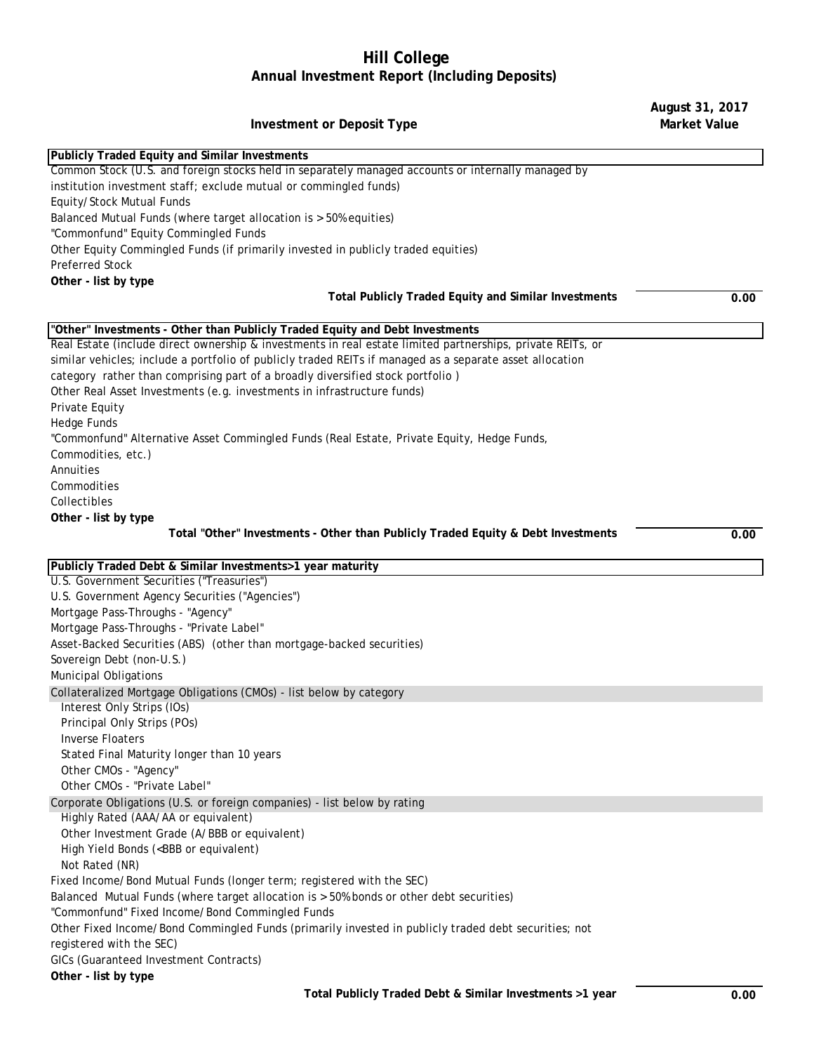# Hill College

## Annual Investment Report (Including Deposits)

| Investment or Deposit Type | August 31, 2017 Market Value |
|---|---|
| **Publicly Traded Equity and Similar Investments** | |
| Common Stock (U.S. and foreign stocks held in separately managed accounts or internally managed by institution investment staff; exclude mutual or commingled funds) | |
| Equity/Stock Mutual Funds | |
| Balanced Mutual Funds (where target allocation is > 50% equities) | |
| "Commonfund" Equity Commingled Funds | |
| Other Equity Commingled Funds (if primarily invested in publicly traded equities) | |
| Preferred Stock | |
| **Other - list by type** | |
| **Total Publicly Traded Equity and Similar Investments** | 0.00 |
| **"Other" Investments - Other than Publicly Traded Equity and Debt Investments** | |
| Real Estate (include direct ownership & investments in real estate limited partnerships, private REITs, or similar vehicles; include a portfolio of publicly traded REITs if managed as a separate asset allocation category rather than comprising part of a broadly diversified stock portfolio ) | |
| Other Real Asset Investments (e.g. investments in infrastructure funds) | |
| Private Equity | |
| Hedge Funds | |
| "Commonfund" Alternative Asset Commingled Funds (Real Estate, Private Equity, Hedge Funds, Commodities, etc.) | |
| Annuities | |
| Commodities | |
| Collectibles | |
| **Other - list by type** | |
| **Total "Other" Investments - Other than Publicly Traded Equity & Debt Investments** | 0.00 |
| **Publicly Traded Debt & Similar Investments>1 year maturity** | |
| U.S. Government Securities ("Treasuries") | |
| U.S. Government Agency Securities ("Agencies") | |
| Mortgage Pass-Throughs - "Agency" | |
| Mortgage Pass-Throughs - "Private Label" | |
| Asset-Backed Securities (ABS) (other than mortgage-backed securities) | |
| Sovereign Debt (non-U.S.) | |
| Municipal Obligations | |
| Collateralized Mortgage Obligations (CMOs) - list below by category | |
| Interest Only Strips (IOs) | |
| Principal Only Strips (POs) | |
| Inverse Floaters | |
| Stated Final Maturity longer than 10 years | |
| Other CMOs - "Agency" | |
| Other CMOs - "Private Label" | |
| Corporate Obligations (U.S. or foreign companies) - list below by rating | |
| Highly Rated (AAA/AA or equivalent) | |
| Other Investment Grade (A/BBB or equivalent) | |
| High Yield Bonds (<BBB or equivalent) | |
| Not Rated (NR) | |
| Fixed Income/Bond Mutual Funds (longer term; registered with the SEC) | |
| Balanced Mutual Funds (where target allocation is > 50% bonds or other debt securities) | |
| "Commonfund" Fixed Income/Bond Commingled Funds | |
| Other Fixed Income/Bond Commingled Funds (primarily invested in publicly traded debt securities; not registered with the SEC) | |
| GICs (Guaranteed Investment Contracts) | |
| **Other - list by type** | |
| **Total Publicly Traded Debt & Similar Investments >1 year** | 0.00 |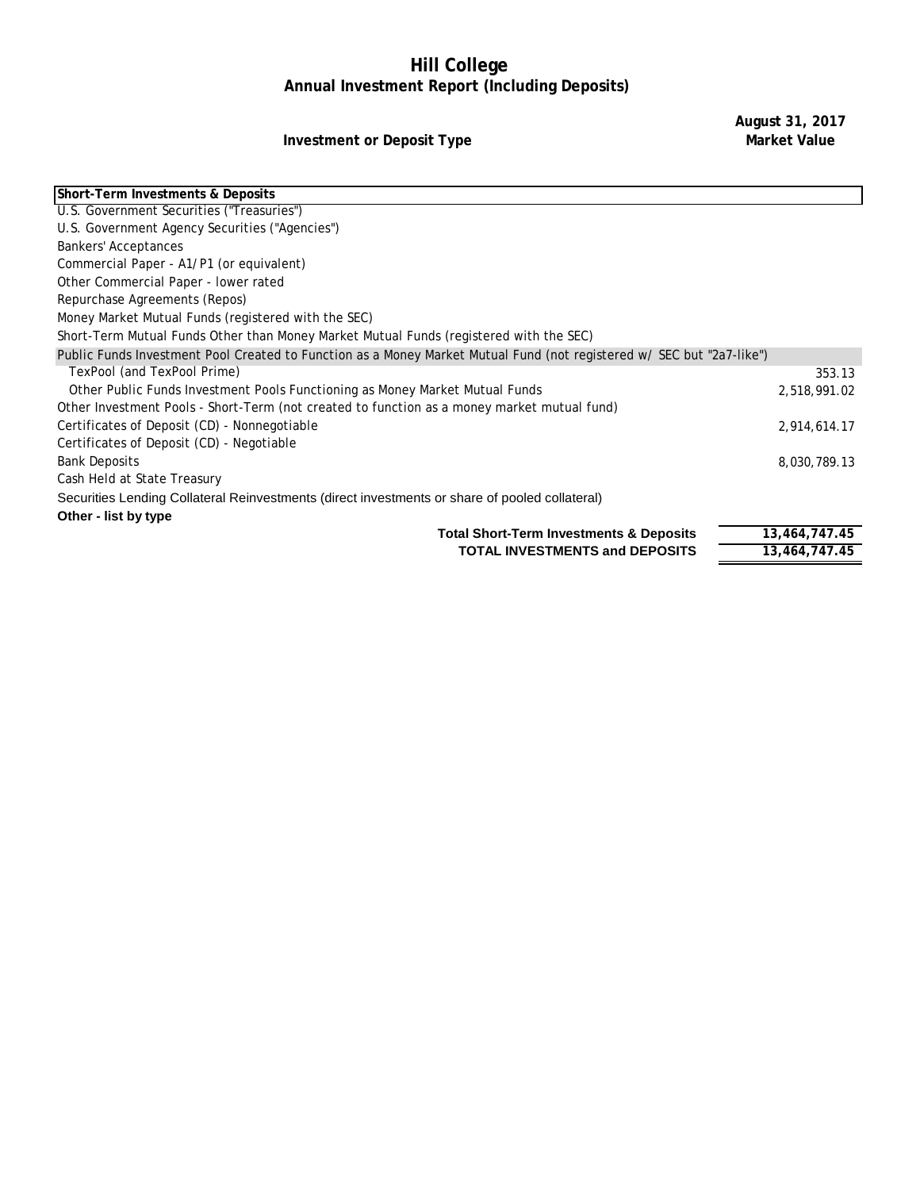# Hill College

## Annual Investment Report (Including Deposits)

| Investment or Deposit Type | August 31, 2017 Market Value |
|---|---|
| **Short-Term Investments & Deposits** | |
| U.S. Government Securities ("Treasuries") | |
| U.S. Government Agency Securities ("Agencies") | |
| Bankers' Acceptances | |
| Commercial Paper - A1/P1 (or equivalent) | |
| Other Commercial Paper - lower rated | |
| Repurchase Agreements (Repos) | |
| Money Market Mutual Funds (registered with the SEC) | |
| Short-Term Mutual Funds Other than Money Market Mutual Funds (registered with the SEC) | |
| Public Funds Investment Pool Created to Function as a Money Market Mutual Fund (not registered w/ SEC but "2a7-like") | |
| TexPool (and TexPool Prime) | 353.13 |
| Other Public Funds Investment Pools Functioning as Money Market Mutual Funds | 2,518,991.02 |
| Other Investment Pools - Short-Term (not created to function as a money market mutual fund) | |
| Certificates of Deposit (CD) - Nonnegotiable | 2,914,614.17 |
| Certificates of Deposit (CD) - Negotiable | |
| Bank Deposits | 8,030,789.13 |
| Cash Held at State Treasury | |
| Securities Lending Collateral Reinvestments (direct investments or share of pooled collateral) | |
| **Other - list by type** | |
| **Total Short-Term Investments & Deposits** | **13,464,747.45** |
| **TOTAL INVESTMENTS and DEPOSITS** | **13,464,747.45** |